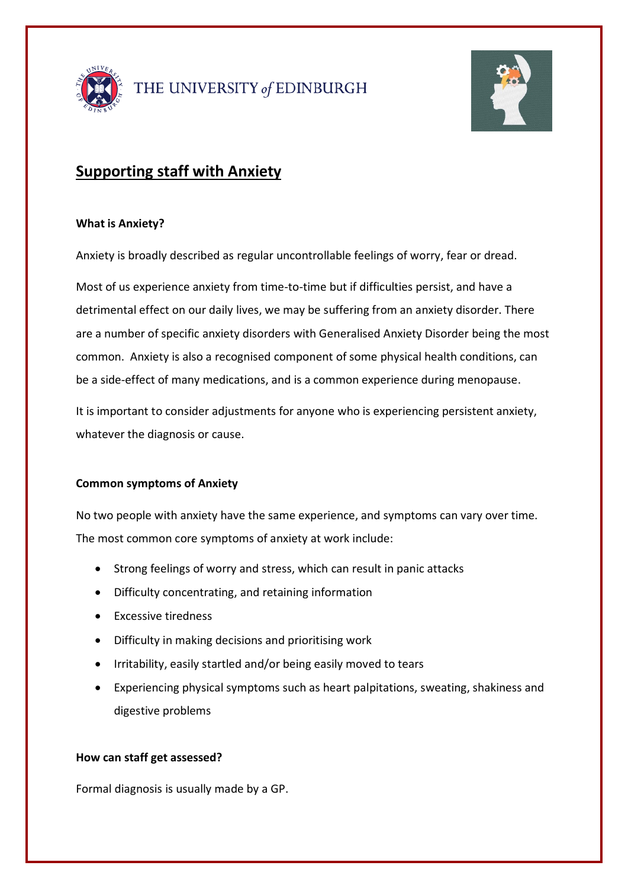THE UNIVERSITY of EDINBURGH

# Supporting staff with Anxiety

### What is Anxiety?

Anxiety is broadly described as regular uncontrollable feelings of worry, fear or dread.

Most of us experience anxiety from time-to-time but if difficulties persist, and have a detrimental effect on our daily lives, we may be suffering from an anxiety disorder. There are a number of specific anxiety disorders with Generalised Anxiety Disorder being the most common. Anxiety is also a recognised component of some physical health conditions, can be a side-effect of many medications, and is a common experience during menopause.

It is important to consider adjustments for anyone who is experiencing persistent anxiety, whatever the diagnosis or cause.

### Common symptoms of Anxiety

No two people with anxiety have the same experience, and symptoms can vary over time. The most common core symptoms of anxiety at work include:

- Strong feelings of worry and stress, which can result in panic attacks
- Difficulty concentrating, and retaining information
- Excessive tiredness
- Difficulty in making decisions and prioritising work
- Irritability, easily startled and/or being easily moved to tears
- Experiencing physical symptoms such as heart palpitations, sweating, shakiness and digestive problems

### How can staff get assessed?

Formal diagnosis is usually made by a GP.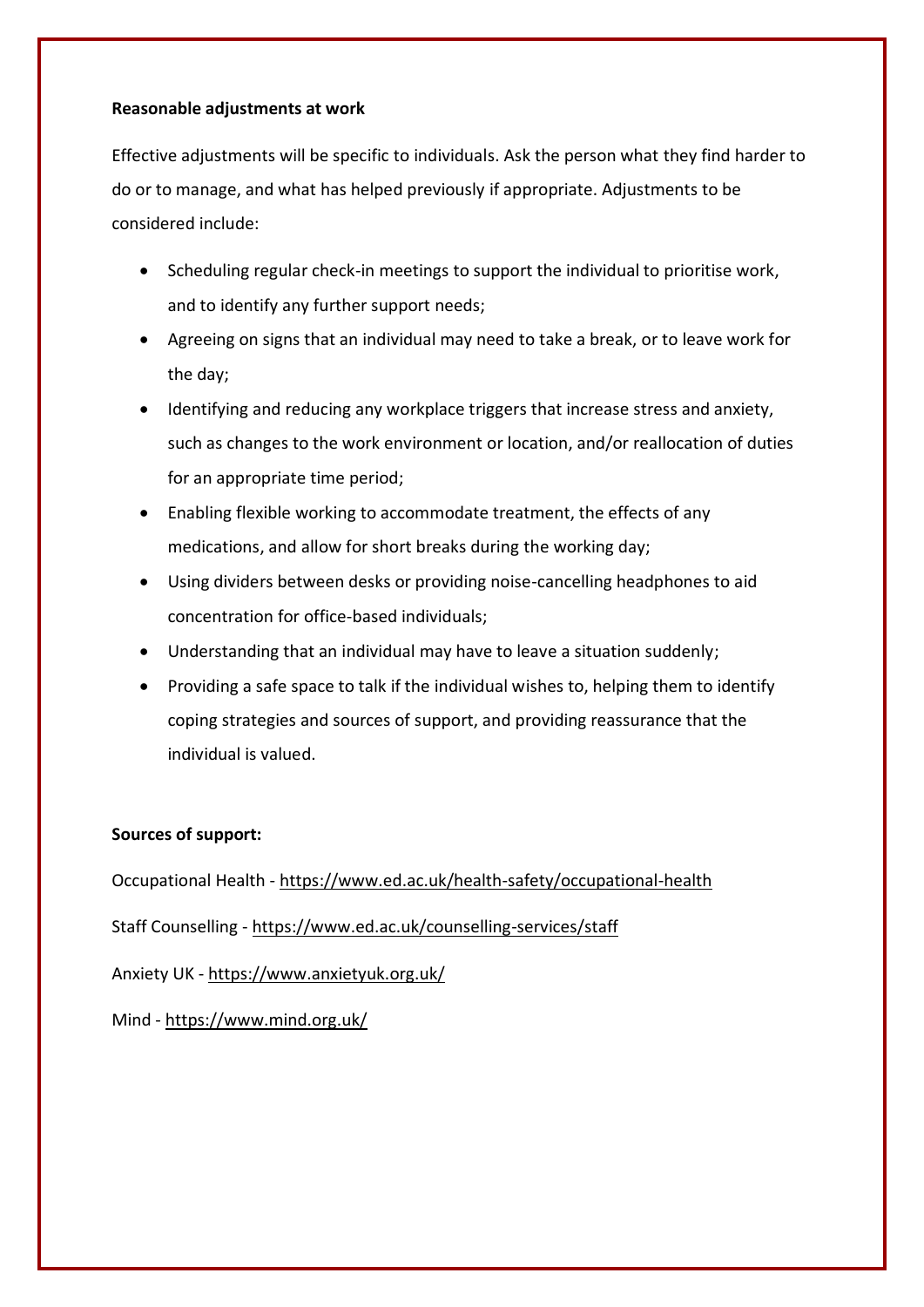**Reasonable adjustments at work**

Effective adjustments will be specific to individuals. Ask the person what they find harder to do or to manage, and what has helped previously if appropriate. Adjustments to be considered include:

- Scheduling regular check-in meetings to support the individual to prioritise work, and to identify any further support needs;
- Agreeing on signs that an individual may need to take a break, or to leave work for the day;
- Identifying and reducing any workplace triggers that increase stress and anxiety, such as changes to the work environment or location, and/or reallocation of duties for an appropriate time period;
- Enabling flexible working to accommodate treatment, the effects of any medications, and allow for short breaks during the working day;
- Using dividers between desks or providing noise-cancelling headphones to aid concentration for office-based individuals;
- Understanding that an individual may have to leave a situation suddenly;
- Providing a safe space to talk if the individual wishes to, helping them to identify coping strategies and sources of support, and providing reassurance that the individual is valued.

**Sources of support:**

Occupational Health - https://www.ed.ac.uk/health-safety/occupational-health

Staff Counselling - https://www.ed.ac.uk/counselling-services/staff

Anxiety UK - https://www.anxietyuk.org.uk/

Mind - https://www.mind.org.uk/